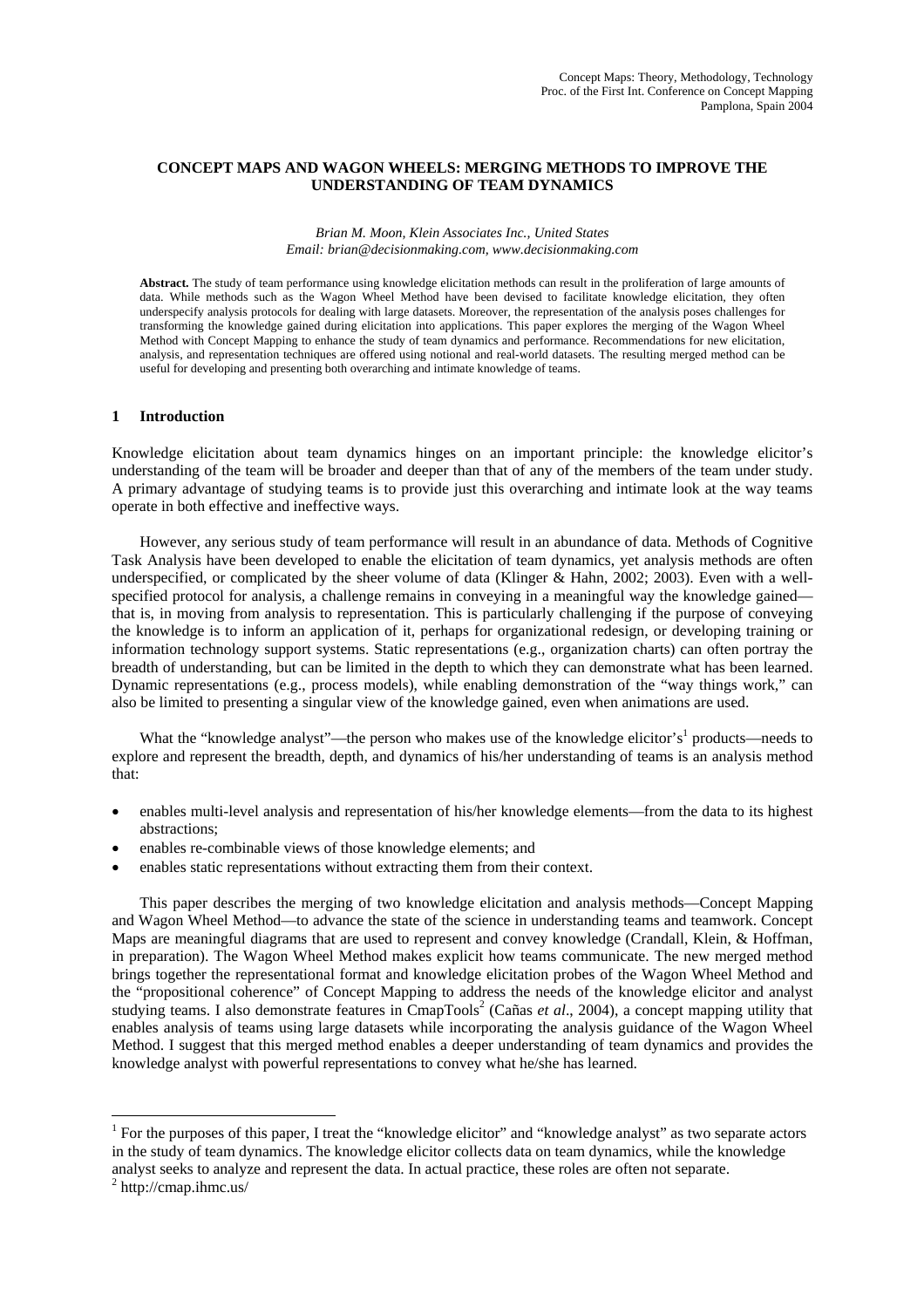# CONCEPT MAPS AND WAGON WHEELS: MERGING METHODS TO IMPROVE THE UNDERSTANDING OF TEAM DYNAMICS

*Brian M. Moon, Klein Associates Inc., United States*
*Email: brian@decisionmaking.com, www.decisionmaking.com*

**Abstract.** The study of team performance using knowledge elicitation methods can result in the proliferation of large amounts of data. While methods such as the Wagon Wheel Method have been devised to facilitate knowledge elicitation, they often underspecify analysis protocols for dealing with large datasets. Moreover, the representation of the analysis poses challenges for transforming the knowledge gained during elicitation into applications. This paper explores the merging of the Wagon Wheel Method with Concept Mapping to enhance the study of team dynamics and performance. Recommendations for new elicitation, analysis, and representation techniques are offered using notional and real-world datasets. The resulting merged method can be useful for developing and presenting both overarching and intimate knowledge of teams.

## 1 Introduction

Knowledge elicitation about team dynamics hinges on an important principle: the knowledge elicitor's understanding of the team will be broader and deeper than that of any of the members of the team under study. A primary advantage of studying teams is to provide just this overarching and intimate look at the way teams operate in both effective and ineffective ways.

However, any serious study of team performance will result in an abundance of data. Methods of Cognitive Task Analysis have been developed to enable the elicitation of team dynamics, yet analysis methods are often underspecified, or complicated by the sheer volume of data (Klinger & Hahn, 2002; 2003). Even with a well-specified protocol for analysis, a challenge remains in conveying in a meaningful way the knowledge gained—that is, in moving from analysis to representation. This is particularly challenging if the purpose of conveying the knowledge is to inform an application of it, perhaps for organizational redesign, or developing training or information technology support systems. Static representations (e.g., organization charts) can often portray the breadth of understanding, but can be limited in the depth to which they can demonstrate what has been learned. Dynamic representations (e.g., process models), while enabling demonstration of the "way things work," can also be limited to presenting a singular view of the knowledge gained, even when animations are used.

What the "knowledge analyst"—the person who makes use of the knowledge elicitor's[1] products—needs to explore and represent the breadth, depth, and dynamics of his/her understanding of teams is an analysis method that:

- enables multi-level analysis and representation of his/her knowledge elements—from the data to its highest abstractions;
- enables re-combinable views of those knowledge elements; and
- enables static representations without extracting them from their context.

This paper describes the merging of two knowledge elicitation and analysis methods—Concept Mapping and Wagon Wheel Method—to advance the state of the science in understanding teams and teamwork. Concept Maps are meaningful diagrams that are used to represent and convey knowledge (Crandall, Klein, & Hoffman, in preparation). The Wagon Wheel Method makes explicit how teams communicate. The new merged method brings together the representational format and knowledge elicitation probes of the Wagon Wheel Method and the "propositional coherence" of Concept Mapping to address the needs of the knowledge elicitor and analyst studying teams. I also demonstrate features in CmapTools[2] (Cañas *et al*., 2004), a concept mapping utility that enables analysis of teams using large datasets while incorporating the analysis guidance of the Wagon Wheel Method. I suggest that this merged method enables a deeper understanding of team dynamics and provides the knowledge analyst with powerful representations to convey what he/she has learned.

---

[1] For the purposes of this paper, I treat the "knowledge elicitor" and "knowledge analyst" as two separate actors in the study of team dynamics. The knowledge elicitor collects data on team dynamics, while the knowledge analyst seeks to analyze and represent the data. In actual practice, these roles are often not separate.

[2] http://cmap.ihmc.us/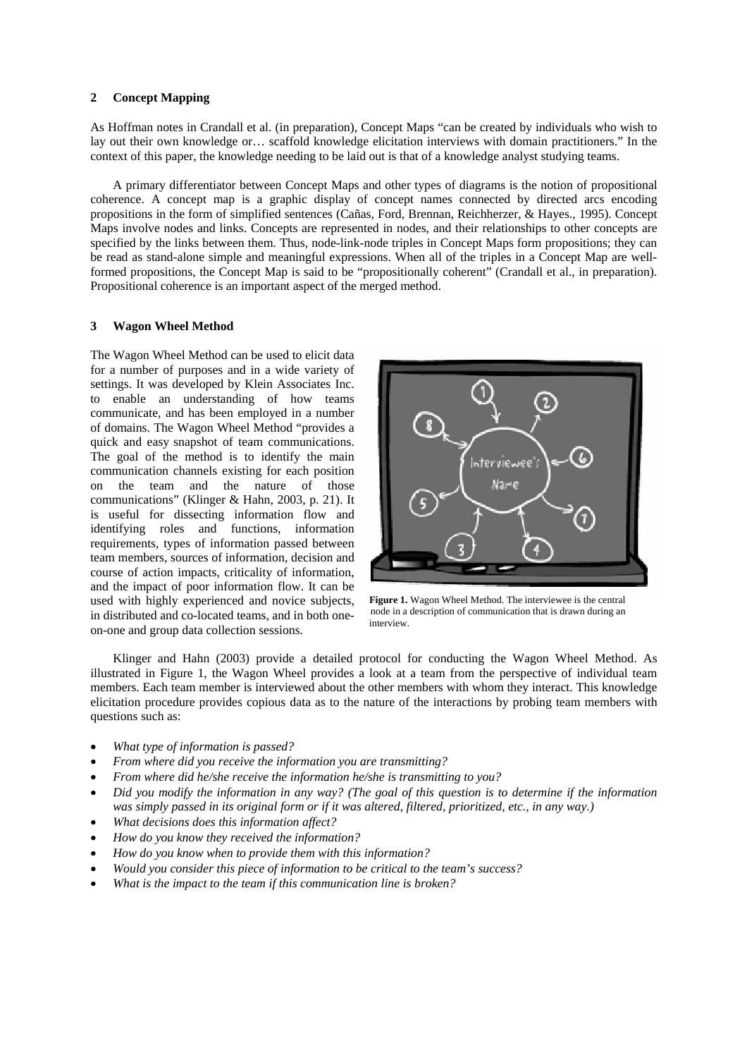## 2 Concept Mapping

As Hoffman notes in Crandall et al. (in preparation), Concept Maps "can be created by individuals who wish to lay out their own knowledge or… scaffold knowledge elicitation interviews with domain practitioners." In the context of this paper, the knowledge needing to be laid out is that of a knowledge analyst studying teams.

A primary differentiator between Concept Maps and other types of diagrams is the notion of propositional coherence. A concept map is a graphic display of concept names connected by directed arcs encoding propositions in the form of simplified sentences (Cañas, Ford, Brennan, Reichherzer, & Hayes., 1995). Concept Maps involve nodes and links. Concepts are represented in nodes, and their relationships to other concepts are specified by the links between them. Thus, node-link-node triples in Concept Maps form propositions; they can be read as stand-alone simple and meaningful expressions. When all of the triples in a Concept Map are well-formed propositions, the Concept Map is said to be "propositionally coherent" (Crandall et al., in preparation). Propositional coherence is an important aspect of the merged method.

## 3 Wagon Wheel Method

The Wagon Wheel Method can be used to elicit data for a number of purposes and in a wide variety of settings. It was developed by Klein Associates Inc. to enable an understanding of how teams communicate, and has been employed in a number of domains. The Wagon Wheel Method "provides a quick and easy snapshot of team communications. The goal of the method is to identify the main communication channels existing for each position on the team and the nature of those communications" (Klinger & Hahn, 2003, p. 21). It is useful for dissecting information flow and identifying roles and functions, information requirements, types of information passed between team members, sources of information, decision and course of action impacts, criticality of information, and the impact of poor information flow. It can be used with highly experienced and novice subjects, in distributed and co-located teams, and in both one-on-one and group data collection sessions.

Interviewee's Name
1
2
3
4
5
6
7
8

**Figure 1.** Wagon Wheel Method. The interviewee is the central node in a description of communication that is drawn during an interview.

Klinger and Hahn (2003) provide a detailed protocol for conducting the Wagon Wheel Method. As illustrated in Figure 1, the Wagon Wheel provides a look at a team from the perspective of individual team members. Each team member is interviewed about the other members with whom they interact. This knowledge elicitation procedure provides copious data as to the nature of the interactions by probing team members with questions such as:

- *What type of information is passed?*
- *From where did you receive the information you are transmitting?*
- *From where did he/she receive the information he/she is transmitting to you?*
- *Did you modify the information in any way? (The goal of this question is to determine if the information was simply passed in its original form or if it was altered, filtered, prioritized, etc., in any way.)*
- *What decisions does this information affect?*
- *How do you know they received the information?*
- *How do you know when to provide them with this information?*
- *Would you consider this piece of information to be critical to the team's success?*
- *What is the impact to the team if this communication line is broken?*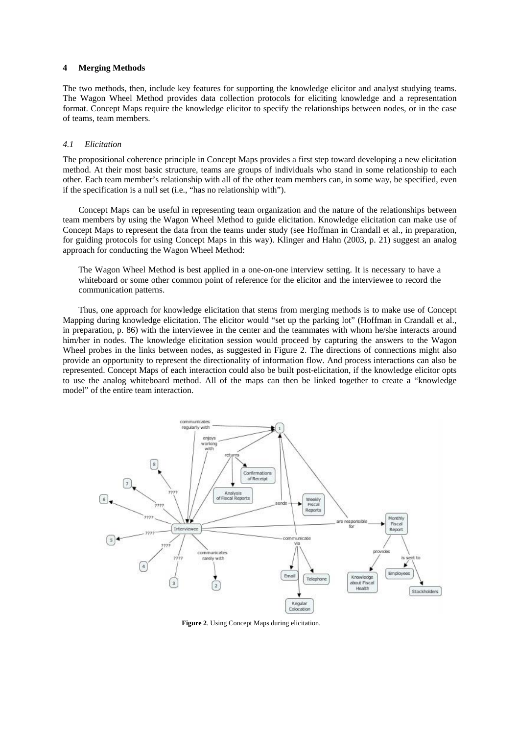## 4 Merging Methods

The two methods, then, include key features for supporting the knowledge elicitor and analyst studying teams. The Wagon Wheel Method provides data collection protocols for eliciting knowledge and a representation format. Concept Maps require the knowledge elicitor to specify the relationships between nodes, or in the case of teams, team members.

### *4.1 Elicitation*

The propositional coherence principle in Concept Maps provides a first step toward developing a new elicitation method. At their most basic structure, teams are groups of individuals who stand in some relationship to each other. Each team member's relationship with all of the other team members can, in some way, be specified, even if the specification is a null set (i.e., "has no relationship with").

Concept Maps can be useful in representing team organization and the nature of the relationships between team members by using the Wagon Wheel Method to guide elicitation. Knowledge elicitation can make use of Concept Maps to represent the data from the teams under study (see Hoffman in Crandall et al., in preparation, for guiding protocols for using Concept Maps in this way). Klinger and Hahn (2003, p. 21) suggest an analog approach for conducting the Wagon Wheel Method:

> The Wagon Wheel Method is best applied in a one-on-one interview setting. It is necessary to have a whiteboard or some other common point of reference for the elicitor and the interviewee to record the communication patterns.

Thus, one approach for knowledge elicitation that stems from merging methods is to make use of Concept Mapping during knowledge elicitation. The elicitor would "set up the parking lot" (Hoffman in Crandall et al., in preparation, p. 86) with the interviewee in the center and the teammates with whom he/she interacts around him/her in nodes. The knowledge elicitation session would proceed by capturing the answers to the Wagon Wheel probes in the links between nodes, as suggested in Figure 2. The directions of connections might also provide an opportunity to represent the directionality of information flow. And process interactions can also be represented. Concept Maps of each interaction could also be built post-elicitation, if the knowledge elicitor opts to use the analog whiteboard method. All of the maps can then be linked together to create a "knowledge model" of the entire team interaction.

communicates regularly with
enjoys working with
returns
1
8
Confirmations of Receipt
7
????
Analysis of Fiscal Reports
6
????
sends
Weekly Fiscal Reports
????
are responsible for
Monthly Fiscal Report
Interviewee
5
????
communicate via
????
communicates rarely with
provides
is sent to
????
4
Email
Telephone
Employees
3
2
Knowledge about Fiscal Health
Stockholders
Regular Colocation

**Figure 2**. Using Concept Maps during elicitation.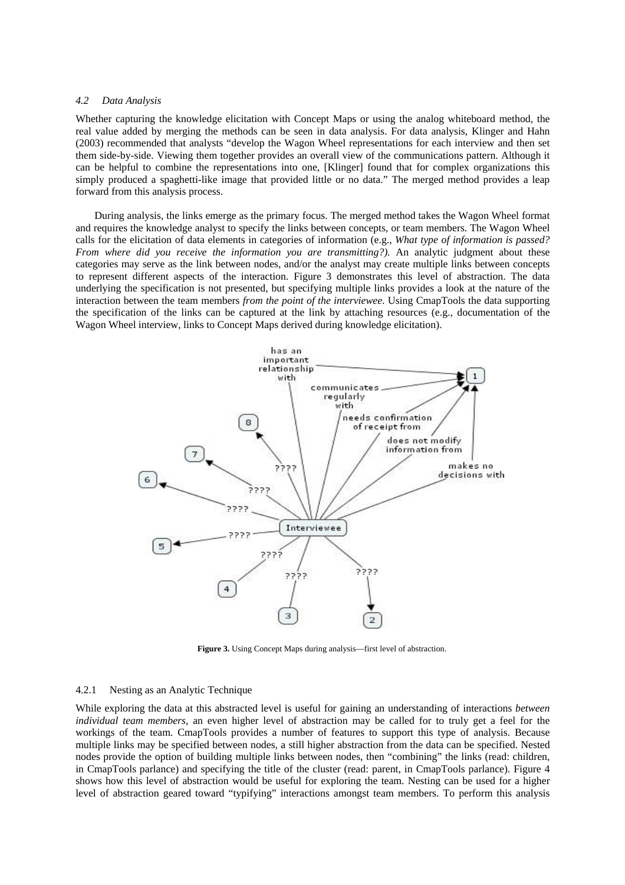### 4.2 Data Analysis

Whether capturing the knowledge elicitation with Concept Maps or using the analog whiteboard method, the real value added by merging the methods can be seen in data analysis. For data analysis, Klinger and Hahn (2003) recommended that analysts "develop the Wagon Wheel representations for each interview and then set them side-by-side. Viewing them together provides an overall view of the communications pattern. Although it can be helpful to combine the representations into one, [Klinger] found that for complex organizations this simply produced a spaghetti-like image that provided little or no data." The merged method provides a leap forward from this analysis process.

During analysis, the links emerge as the primary focus. The merged method takes the Wagon Wheel format and requires the knowledge analyst to specify the links between concepts, or team members. The Wagon Wheel calls for the elicitation of data elements in categories of information (e.g., *What type of information is passed? From where did you receive the information you are transmitting?).* An analytic judgment about these categories may serve as the link between nodes, and/or the analyst may create multiple links between concepts to represent different aspects of the interaction. Figure 3 demonstrates this level of abstraction. The data underlying the specification is not presented, but specifying multiple links provides a look at the nature of the interaction between the team members *from the point of the interviewee*. Using CmapTools the data supporting the specification of the links can be captured at the link by attaching resources (e.g., documentation of the Wagon Wheel interview, links to Concept Maps derived during knowledge elicitation).

has an important relationship with

communicates regularly with

needs confirmation of receipt from

does not modify information from

makes no decisions with

Interviewee

1

2

3

4

5

6

7

8

????

**Figure 3.** Using Concept Maps during analysis—first level of abstraction.

#### 4.2.1 Nesting as an Analytic Technique

While exploring the data at this abstracted level is useful for gaining an understanding of interactions *between individual team members*, an even higher level of abstraction may be called for to truly get a feel for the workings of the team. CmapTools provides a number of features to support this type of analysis. Because multiple links may be specified between nodes, a still higher abstraction from the data can be specified. Nested nodes provide the option of building multiple links between nodes, then "combining" the links (read: children, in CmapTools parlance) and specifying the title of the cluster (read: parent, in CmapTools parlance). Figure 4 shows how this level of abstraction would be useful for exploring the team. Nesting can be used for a higher level of abstraction geared toward "typifying" interactions amongst team members. To perform this analysis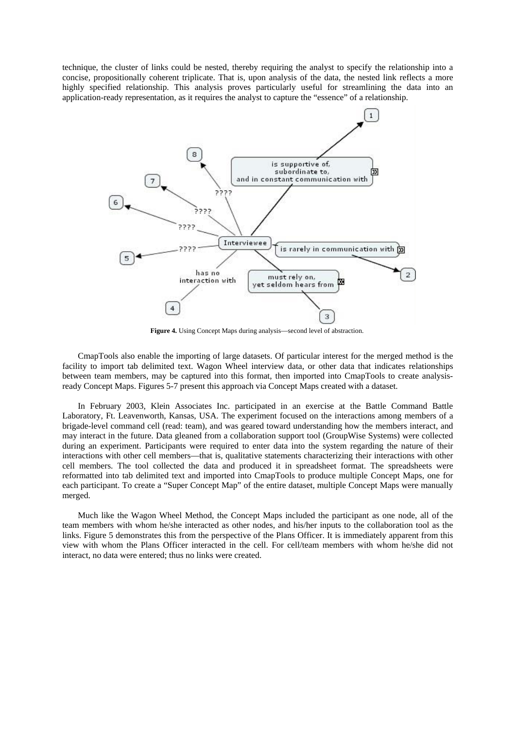technique, the cluster of links could be nested, thereby requiring the analyst to specify the relationship into a concise, propositionally coherent triplicate. That is, upon analysis of the data, the nested link reflects a more highly specified relationship. This analysis proves particularly useful for streamlining the data into an application-ready representation, as it requires the analyst to capture the "essence" of a relationship.

1
8
is supportive of,
subordinate to,
and in constant communication with
7
????
6
????
????
Interviewee
is rarely in communication with
5
????
has no
interaction with
must rely on,
yet seldom hears from
2
4
3

**Figure 4.** Using Concept Maps during analysis—second level of abstraction.

CmapTools also enable the importing of large datasets. Of particular interest for the merged method is the facility to import tab delimited text. Wagon Wheel interview data, or other data that indicates relationships between team members, may be captured into this format, then imported into CmapTools to create analysis-ready Concept Maps. Figures 5-7 present this approach via Concept Maps created with a dataset.

In February 2003, Klein Associates Inc. participated in an exercise at the Battle Command Battle Laboratory, Ft. Leavenworth, Kansas, USA. The experiment focused on the interactions among members of a brigade-level command cell (read: team), and was geared toward understanding how the members interact, and may interact in the future. Data gleaned from a collaboration support tool (GroupWise Systems) were collected during an experiment. Participants were required to enter data into the system regarding the nature of their interactions with other cell members—that is, qualitative statements characterizing their interactions with other cell members. The tool collected the data and produced it in spreadsheet format. The spreadsheets were reformatted into tab delimited text and imported into CmapTools to produce multiple Concept Maps, one for each participant. To create a "Super Concept Map" of the entire dataset, multiple Concept Maps were manually merged.

Much like the Wagon Wheel Method, the Concept Maps included the participant as one node, all of the team members with whom he/she interacted as other nodes, and his/her inputs to the collaboration tool as the links. Figure 5 demonstrates this from the perspective of the Plans Officer. It is immediately apparent from this view with whom the Plans Officer interacted in the cell. For cell/team members with whom he/she did not interact, no data were entered; thus no links were created.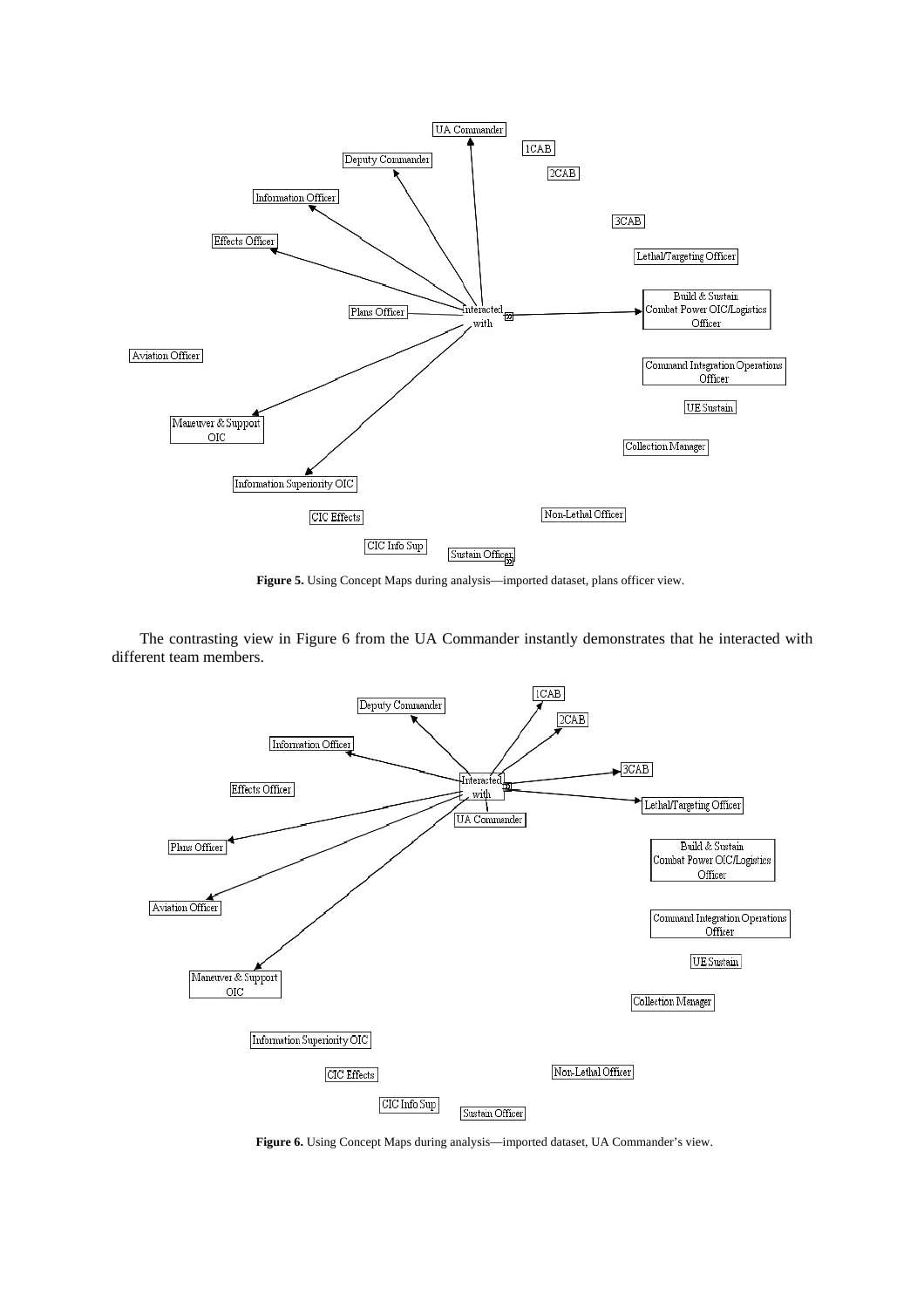UA Commander

1CAB

2CAB

Deputy Commander

Information Officer

3CAB

Effects Officer

Lethal/Targeting Officer

Build & Sustain Combat Power OIC/Logistics Officer

Plans Officer

Interacted with

Aviation Officer

Command Integration Operations Officer

UE Sustain

Maneuver & Support OIC

Collection Manager

Information Superiority OIC

Non-Lethal Officer

CIC Effects

CIC Info Sup

Sustain Officer

**Figure 5.** Using Concept Maps during analysis—imported dataset, plans officer view.

The contrasting view in Figure 6 from the UA Commander instantly demonstrates that he interacted with different team members.

1CAB

Deputy Commander

2CAB

Information Officer

3CAB

Interacted with

Effects Officer

Lethal/Targeting Officer

UA Commander

Plans Officer

Build & Sustain Combat Power OIC/Logistics Officer

Aviation Officer

Command Integration Operations Officer

UE Sustain

Maneuver & Support OIC

Collection Manager

Information Superiority OIC

CIC Effects

Non-Lethal Officer

CIC Info Sup

Sustain Officer

**Figure 6.** Using Concept Maps during analysis—imported dataset, UA Commander's view.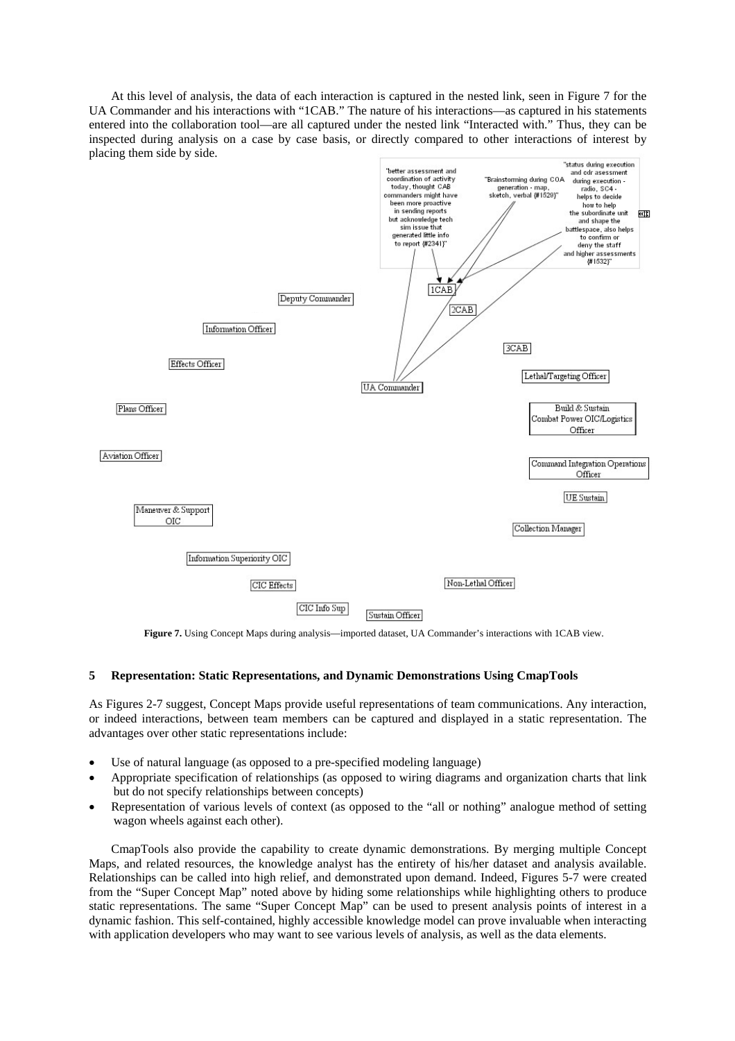At this level of analysis, the data of each interaction is captured in the nested link, seen in Figure 7 for the UA Commander and his interactions with "1CAB." The nature of his interactions—as captured in his statements entered into the collaboration tool—are all captured under the nested link "Interacted with." Thus, they can be inspected during analysis on a case by case basis, or directly compared to other interactions of interest by placing them side by side.

"better assessment and coordination of activity today, thought CAB commanders might have been more proactive in sending reports but acknowledge tech sim issue that generated little info to report (#2341)"

"Brainstorming during COA generation - map, sketch, verbal (#1520)"

"status during execution and cdr asessment during execution - radio, SC4 - helps to decide how to help the subordinate unit and shape the battlespace, also helps to confirm or deny the staff and higher assessments (#1532)"

1CAB

Deputy Commander

2CAB

Information Officer

3CAB

Effects Officer

Lethal/Targeting Officer

UA Commander

Plans Officer

Build & Sustain Combat Power OIC/Logistics Officer

Aviation Officer

Command Integration Operations Officer

UE Sustain

Maneuver & Support OIC

Collection Manager

Information Superiority OIC

CIC Effects

Non-Lethal Officer

CIC Info Sup

Sustain Officer

**Figure 7.** Using Concept Maps during analysis—imported dataset, UA Commander's interactions with 1CAB view.

## 5 Representation: Static Representations, and Dynamic Demonstrations Using CmapTools

As Figures 2-7 suggest, Concept Maps provide useful representations of team communications. Any interaction, or indeed interactions, between team members can be captured and displayed in a static representation. The advantages over other static representations include:

- Use of natural language (as opposed to a pre-specified modeling language)
- Appropriate specification of relationships (as opposed to wiring diagrams and organization charts that link but do not specify relationships between concepts)
- Representation of various levels of context (as opposed to the "all or nothing" analogue method of setting wagon wheels against each other).

CmapTools also provide the capability to create dynamic demonstrations. By merging multiple Concept Maps, and related resources, the knowledge analyst has the entirety of his/her dataset and analysis available. Relationships can be called into high relief, and demonstrated upon demand. Indeed, Figures 5-7 were created from the "Super Concept Map" noted above by hiding some relationships while highlighting others to produce static representations. The same "Super Concept Map" can be used to present analysis points of interest in a dynamic fashion. This self-contained, highly accessible knowledge model can prove invaluable when interacting with application developers who may want to see various levels of analysis, as well as the data elements.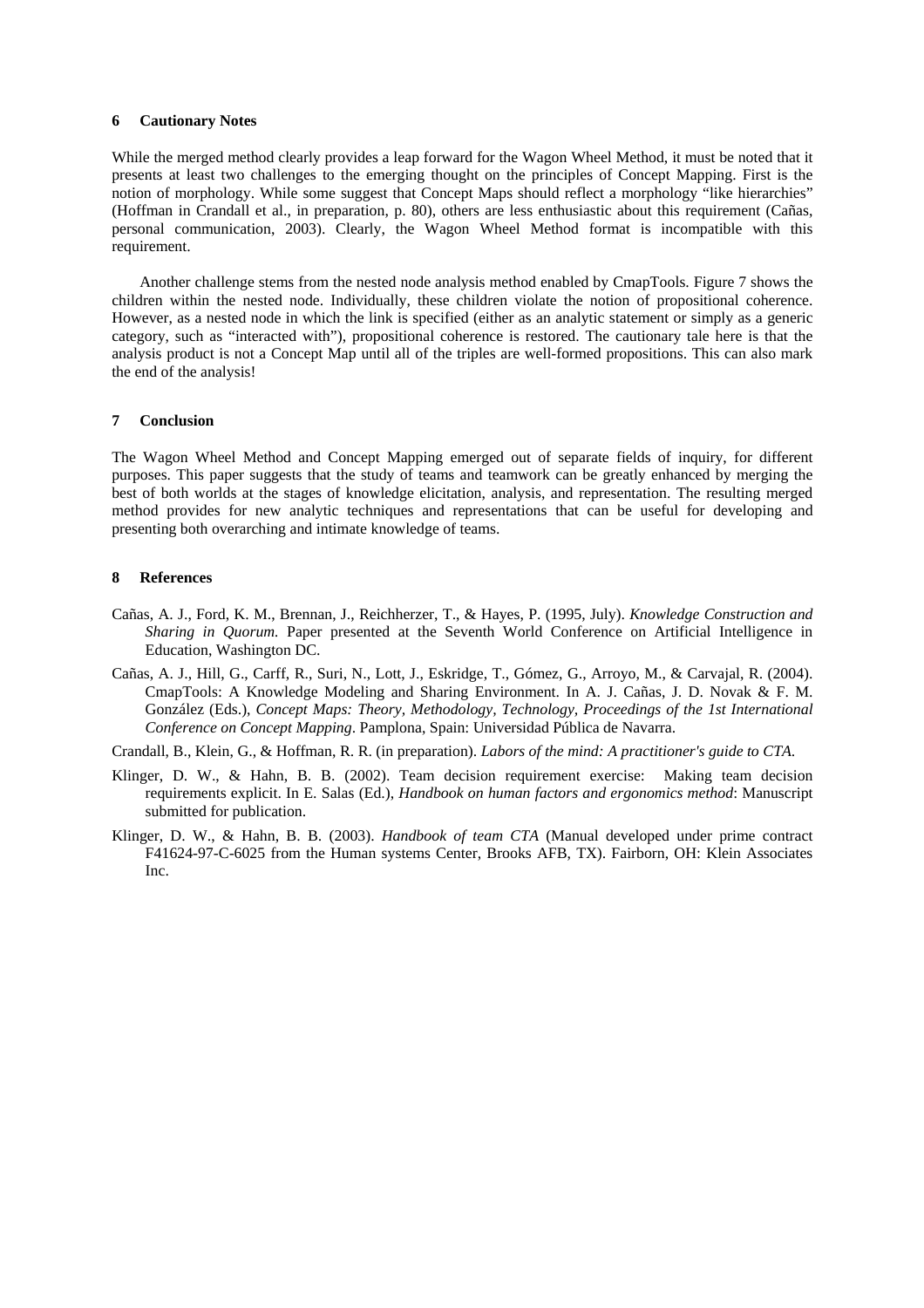## 6 Cautionary Notes

While the merged method clearly provides a leap forward for the Wagon Wheel Method, it must be noted that it presents at least two challenges to the emerging thought on the principles of Concept Mapping. First is the notion of morphology. While some suggest that Concept Maps should reflect a morphology "like hierarchies" (Hoffman in Crandall et al., in preparation, p. 80), others are less enthusiastic about this requirement (Cañas, personal communication, 2003). Clearly, the Wagon Wheel Method format is incompatible with this requirement.

Another challenge stems from the nested node analysis method enabled by CmapTools. Figure 7 shows the children within the nested node. Individually, these children violate the notion of propositional coherence. However, as a nested node in which the link is specified (either as an analytic statement or simply as a generic category, such as "interacted with"), propositional coherence is restored. The cautionary tale here is that the analysis product is not a Concept Map until all of the triples are well-formed propositions. This can also mark the end of the analysis!

## 7 Conclusion

The Wagon Wheel Method and Concept Mapping emerged out of separate fields of inquiry, for different purposes. This paper suggests that the study of teams and teamwork can be greatly enhanced by merging the best of both worlds at the stages of knowledge elicitation, analysis, and representation. The resulting merged method provides for new analytic techniques and representations that can be useful for developing and presenting both overarching and intimate knowledge of teams.

## 8 References

Cañas, A. J., Ford, K. M., Brennan, J., Reichherzer, T., & Hayes, P. (1995, July). *Knowledge Construction and Sharing in Quorum.* Paper presented at the Seventh World Conference on Artificial Intelligence in Education, Washington DC.

Cañas, A. J., Hill, G., Carff, R., Suri, N., Lott, J., Eskridge, T., Gómez, G., Arroyo, M., & Carvajal, R. (2004). CmapTools: A Knowledge Modeling and Sharing Environment. In A. J. Cañas, J. D. Novak & F. M. González (Eds.), *Concept Maps: Theory, Methodology, Technology, Proceedings of the 1st International Conference on Concept Mapping*. Pamplona, Spain: Universidad Pública de Navarra.

Crandall, B., Klein, G., & Hoffman, R. R. (in preparation). *Labors of the mind: A practitioner's guide to CTA.*

Klinger, D. W., & Hahn, B. B. (2002). Team decision requirement exercise: Making team decision requirements explicit. In E. Salas (Ed.), *Handbook on human factors and ergonomics method*: Manuscript submitted for publication.

Klinger, D. W., & Hahn, B. B. (2003). *Handbook of team CTA* (Manual developed under prime contract F41624-97-C-6025 from the Human systems Center, Brooks AFB, TX). Fairborn, OH: Klein Associates Inc.